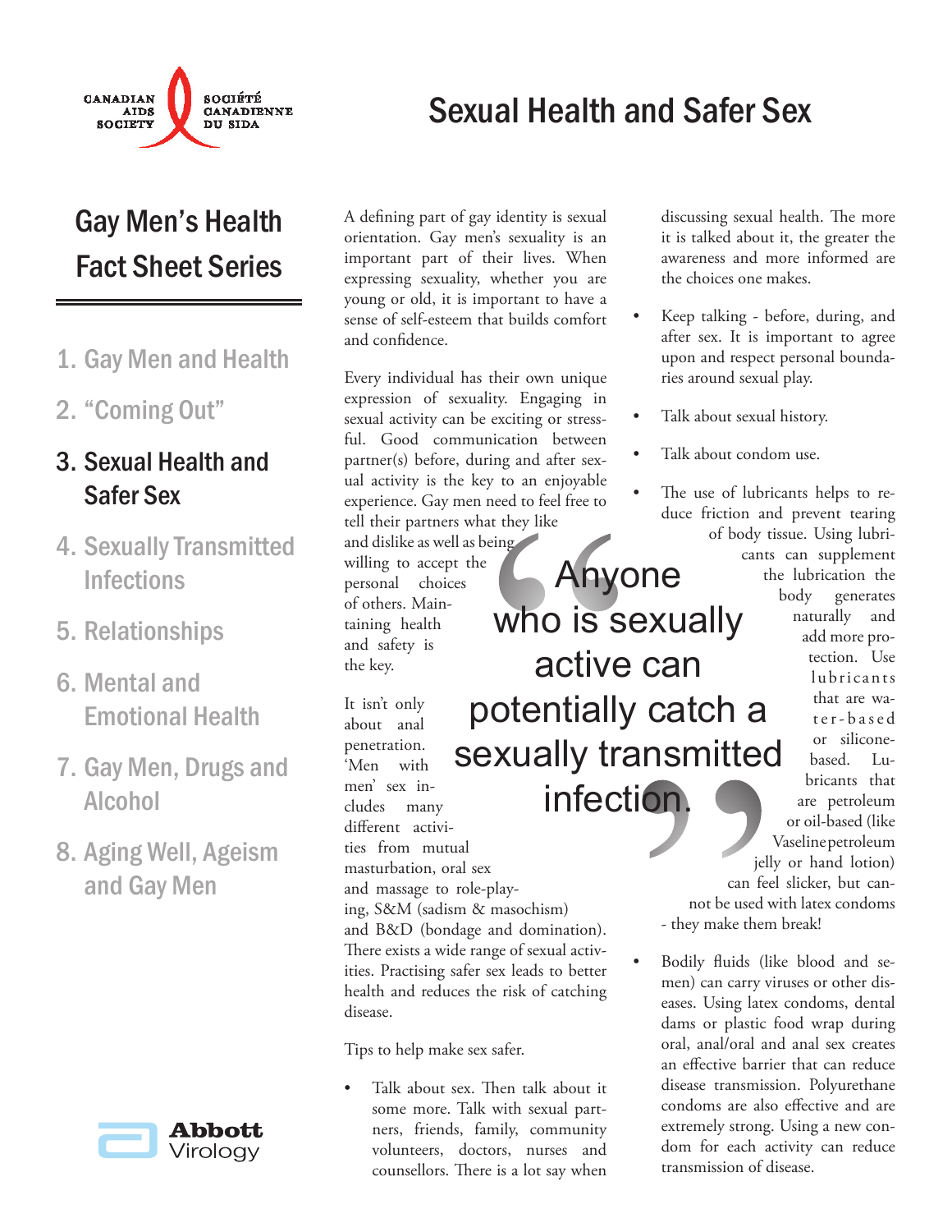CANADIAN AIDS SOCIETY | SOCIÉTÉ CANADIENNE DU SIDA

# Sexual Health and Safer Sex

## Gay Men's Health Fact Sheet Series

1. Gay Men and Health
2. "Coming Out"
3. **Sexual Health and Safer Sex**
4. Sexually Transmitted Infections
5. Relationships
6. Mental and Emotional Health
7. Gay Men, Drugs and Alcohol
8. Aging Well, Ageism and Gay Men

Abbott Virology

A defining part of gay identity is sexual orientation. Gay men's sexuality is an important part of their lives. When expressing sexuality, whether you are young or old, it is important to have a sense of self-esteem that builds comfort and confidence.

Every individual has their own unique expression of sexuality. Engaging in sexual activity can be exciting or stressful. Good communication between partner(s) before, during and after sexual activity is the key to an enjoyable experience. Gay men need to feel free to tell their partners what they like and dislike as well as being willing to accept the personal choices of others. Maintaining health and safety is the key.

> "Anyone who is sexually active can potentially catch a sexually transmitted infection."

It isn't only about anal penetration. 'Men with men' sex includes many different activities from mutual masturbation, oral sex and massage to role-playing, S&M (sadism & masochism) and B&D (bondage and domination). There exists a wide range of sexual activities. Practising safer sex leads to better health and reduces the risk of catching disease.

Tips to help make sex safer.

- Talk about sex. Then talk about it some more. Talk with sexual partners, friends, family, community volunteers, doctors, nurses and counsellors. There is a lot say when discussing sexual health. The more it is talked about it, the greater the awareness and more informed are the choices one makes.
- Keep talking - before, during, and after sex. It is important to agree upon and respect personal boundaries around sexual play.
- Talk about sexual history.
- Talk about condom use.
- The use of lubricants helps to reduce friction and prevent tearing of body tissue. Using lubricants can supplement the lubrication the body generates naturally and add more protection. Use lubricants that are water-based or silicone-based. Lubricants that are petroleum or oil-based (like Vaseline petroleum jelly or hand lotion) can feel slicker, but cannot be used with latex condoms - they make them break!
- Bodily fluids (like blood and semen) can carry viruses or other diseases. Using latex condoms, dental dams or plastic food wrap during oral, anal/oral and anal sex creates an effective barrier that can reduce disease transmission. Polyurethane condoms are also effective and are extremely strong. Using a new condom for each activity can reduce transmission of disease.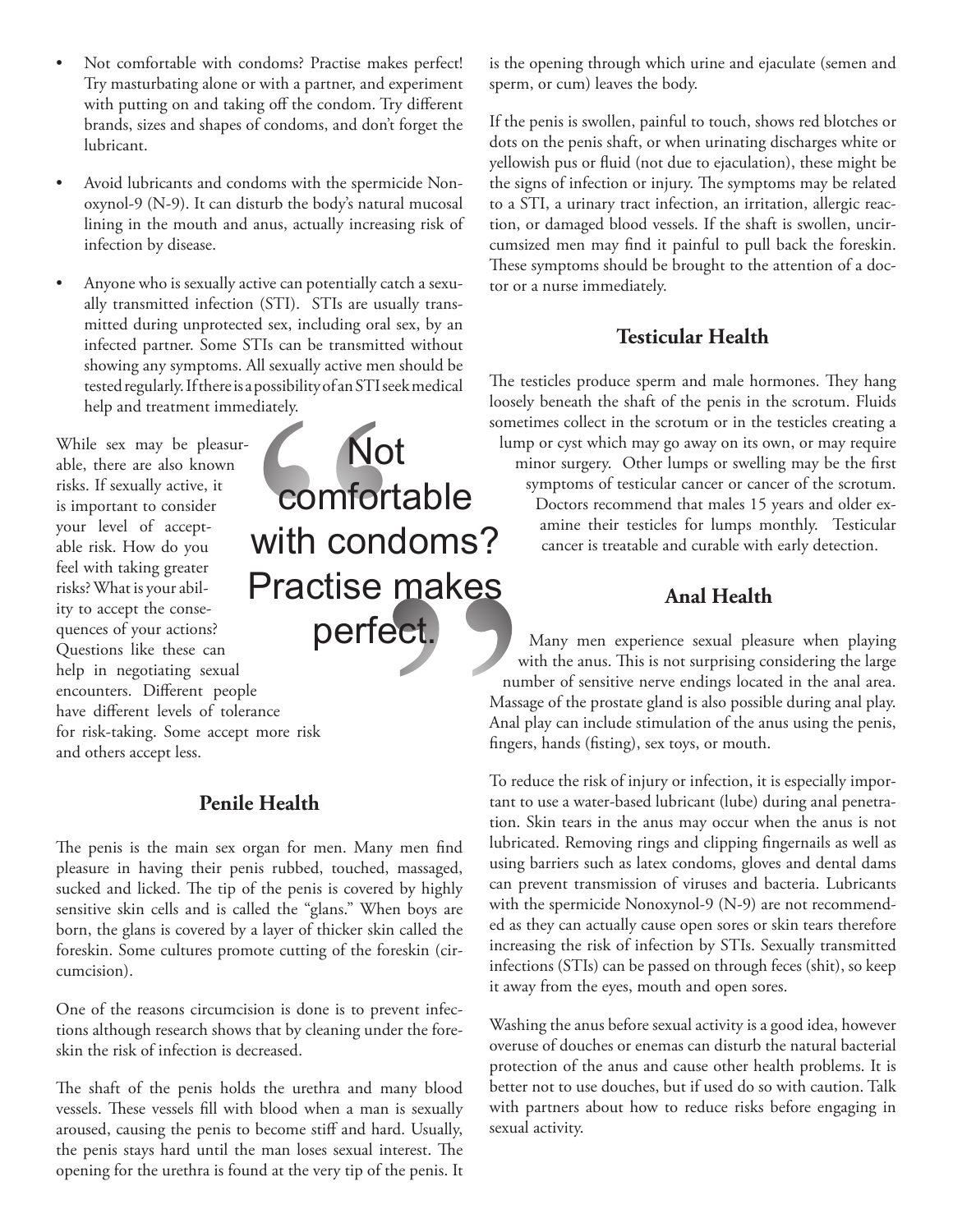- Not comfortable with condoms? Practise makes perfect! Try masturbating alone or with a partner, and experiment with putting on and taking off the condom. Try different brands, sizes and shapes of condoms, and don't forget the lubricant.
- Avoid lubricants and condoms with the spermicide Nonoxynol-9 (N-9). It can disturb the body's natural mucosal lining in the mouth and anus, actually increasing risk of infection by disease.
- Anyone who is sexually active can potentially catch a sexually transmitted infection (STI). STIs are usually transmitted during unprotected sex, including oral sex, by an infected partner. Some STIs can be transmitted without showing any symptoms. All sexually active men should be tested regularly. If there is a possibility of an STI seek medical help and treatment immediately.

While sex may be pleasurable, there are also known risks. If sexually active, it is important to consider your level of acceptable risk. How do you feel with taking greater risks? What is your ability to accept the consequences of your actions? Questions like these can help in negotiating sexual encounters. Different people have different levels of tolerance for risk-taking. Some accept more risk and others accept less.

> "Not comfortable with condoms? Practise makes perfect."

## Penile Health

The penis is the main sex organ for men. Many men find pleasure in having their penis rubbed, touched, massaged, sucked and licked. The tip of the penis is covered by highly sensitive skin cells and is called the "glans." When boys are born, the glans is covered by a layer of thicker skin called the foreskin. Some cultures promote cutting of the foreskin (circumcision).

One of the reasons circumcision is done is to prevent infections although research shows that by cleaning under the foreskin the risk of infection is decreased.

The shaft of the penis holds the urethra and many blood vessels. These vessels fill with blood when a man is sexually aroused, causing the penis to become stiff and hard. Usually, the penis stays hard until the man loses sexual interest. The opening for the urethra is found at the very tip of the penis. It is the opening through which urine and ejaculate (semen and sperm, or cum) leaves the body.

If the penis is swollen, painful to touch, shows red blotches or dots on the penis shaft, or when urinating discharges white or yellowish pus or fluid (not due to ejaculation), these might be the signs of infection or injury. The symptoms may be related to a STI, a urinary tract infection, an irritation, allergic reaction, or damaged blood vessels. If the shaft is swollen, uncircumsized men may find it painful to pull back the foreskin. These symptoms should be brought to the attention of a doctor or a nurse immediately.

## Testicular Health

The testicles produce sperm and male hormones. They hang loosely beneath the shaft of the penis in the scrotum. Fluids sometimes collect in the scrotum or in the testicles creating a lump or cyst which may go away on its own, or may require minor surgery. Other lumps or swelling may be the first symptoms of testicular cancer or cancer of the scrotum. Doctors recommend that males 15 years and older examine their testicles for lumps monthly. Testicular cancer is treatable and curable with early detection.

## Anal Health

Many men experience sexual pleasure when playing with the anus. This is not surprising considering the large number of sensitive nerve endings located in the anal area. Massage of the prostate gland is also possible during anal play. Anal play can include stimulation of the anus using the penis, fingers, hands (fisting), sex toys, or mouth.

To reduce the risk of injury or infection, it is especially important to use a water-based lubricant (lube) during anal penetration. Skin tears in the anus may occur when the anus is not lubricated. Removing rings and clipping fingernails as well as using barriers such as latex condoms, gloves and dental dams can prevent transmission of viruses and bacteria. Lubricants with the spermicide Nonoxynol-9 (N-9) are not recommended as they can actually cause open sores or skin tears therefore increasing the risk of infection by STIs. Sexually transmitted infections (STIs) can be passed on through feces (shit), so keep it away from the eyes, mouth and open sores.

Washing the anus before sexual activity is a good idea, however overuse of douches or enemas can disturb the natural bacterial protection of the anus and cause other health problems. It is better not to use douches, but if used do so with caution. Talk with partners about how to reduce risks before engaging in sexual activity.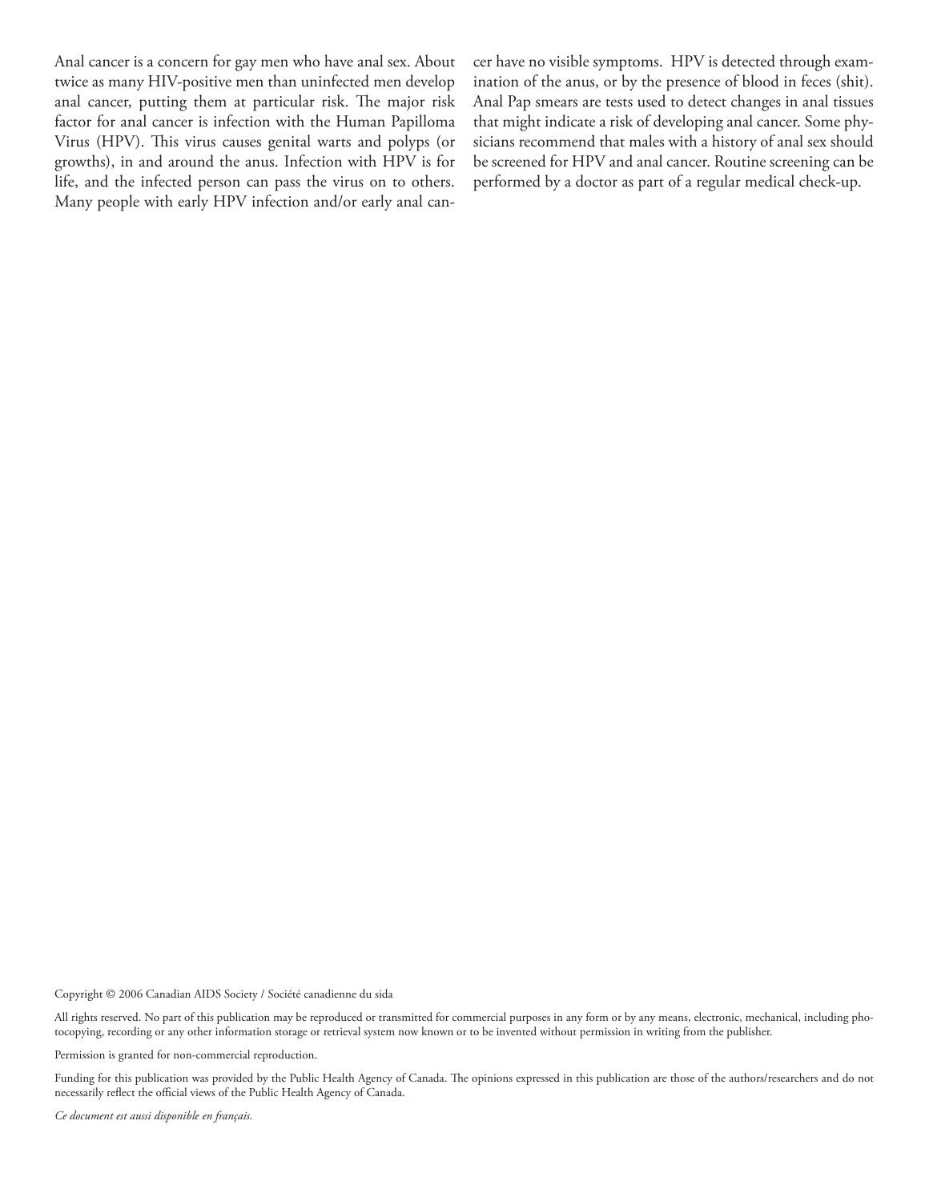Anal cancer is a concern for gay men who have anal sex. About twice as many HIV-positive men than uninfected men develop anal cancer, putting them at particular risk. The major risk factor for anal cancer is infection with the Human Papilloma Virus (HPV). This virus causes genital warts and polyps (or growths), in and around the anus. Infection with HPV is for life, and the infected person can pass the virus on to others. Many people with early HPV infection and/or early anal cancer have no visible symptoms. HPV is detected through examination of the anus, or by the presence of blood in feces (shit). Anal Pap smears are tests used to detect changes in anal tissues that might indicate a risk of developing anal cancer. Some physicians recommend that males with a history of anal sex should be screened for HPV and anal cancer. Routine screening can be performed by a doctor as part of a regular medical check-up.

Copyright © 2006 Canadian AIDS Society / Société canadienne du sida

All rights reserved. No part of this publication may be reproduced or transmitted for commercial purposes in any form or by any means, electronic, mechanical, including photocopying, recording or any other information storage or retrieval system now known or to be invented without permission in writing from the publisher.

Permission is granted for non-commercial reproduction.

Funding for this publication was provided by the Public Health Agency of Canada. The opinions expressed in this publication are those of the authors/researchers and do not necessarily reflect the official views of the Public Health Agency of Canada.

*Ce document est aussi disponible en français.*